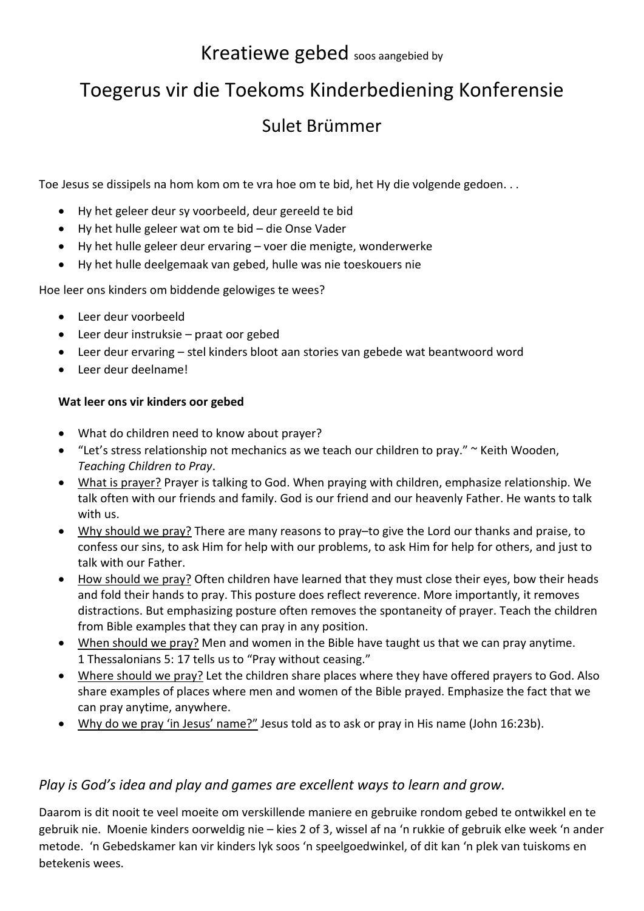# Kreatiewe gebed soos aangebied by

# Toegerus vir die Toekoms Kinderbediening Konferensie

## Sulet Brümmer

Toe Jesus se dissipels na hom kom om te vra hoe om te bid, het Hy die volgende gedoen. . .

- Hy het geleer deur sy voorbeeld, deur gereeld te bid
- Hy het hulle geleer wat om te bid – die Onse Vader
- Hy het hulle geleer deur ervaring – voer die menigte, wonderwerke
- Hy het hulle deelgemaak van gebed, hulle was nie toeskouers nie

Hoe leer ons kinders om biddende gelowiges te wees?

- Leer deur voorbeeld
- Leer deur instruksie – praat oor gebed
- Leer deur ervaring – stel kinders bloot aan stories van gebede wat beantwoord word
- Leer deur deelname!

**Wat leer ons vir kinders oor gebed**

- What do children need to know about prayer?
- "Let's stress relationship not mechanics as we teach our children to pray." ~ Keith Wooden, *Teaching Children to Pray*.
- What is prayer? Prayer is talking to God. When praying with children, emphasize relationship. We talk often with our friends and family. God is our friend and our heavenly Father. He wants to talk with us.
- Why should we pray? There are many reasons to pray–to give the Lord our thanks and praise, to confess our sins, to ask Him for help with our problems, to ask Him for help for others, and just to talk with our Father.
- How should we pray? Often children have learned that they must close their eyes, bow their heads and fold their hands to pray. This posture does reflect reverence. More importantly, it removes distractions. But emphasizing posture often removes the spontaneity of prayer. Teach the children from Bible examples that they can pray in any position.
- When should we pray? Men and women in the Bible have taught us that we can pray anytime. 1 Thessalonians 5: 17 tells us to "Pray without ceasing."
- Where should we pray? Let the children share places where they have offered prayers to God. Also share examples of places where men and women of the Bible prayed. Emphasize the fact that we can pray anytime, anywhere.
- Why do we pray 'in Jesus' name?" Jesus told as to ask or pray in His name (John 16:23b).

### *Play is God's idea and play and games are excellent ways to learn and grow.*

Daarom is dit nooit te veel moeite om verskillende maniere en gebruike rondom gebed te ontwikkel en te gebruik nie. Moenie kinders oorweldig nie – kies 2 of 3, wissel af na 'n rukkie of gebruik elke week 'n ander metode. 'n Gebedskamer kan vir kinders lyk soos 'n speelgoedwinkel, of dit kan 'n plek van tuiskoms en betekenis wees.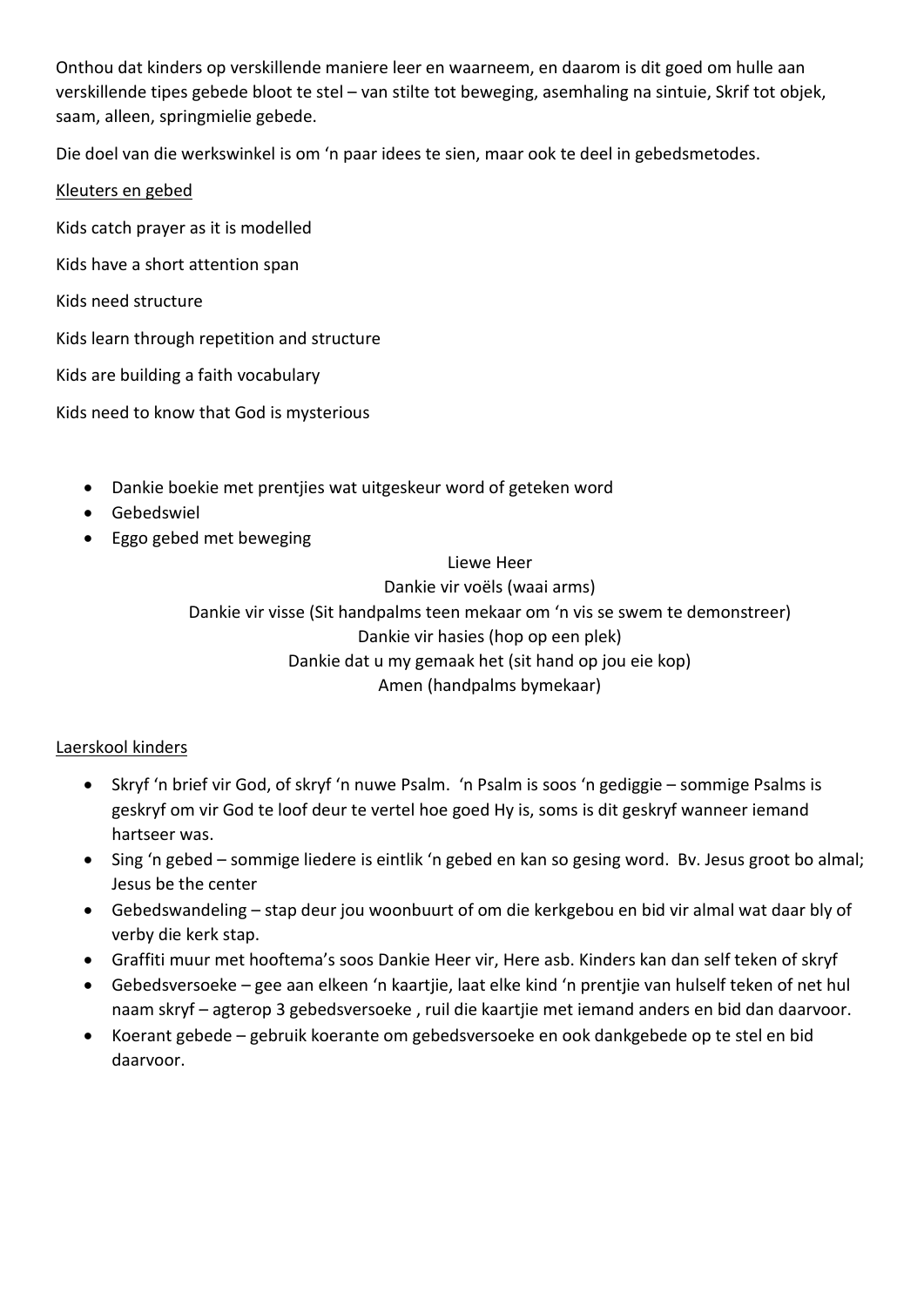Onthou dat kinders op verskillende maniere leer en waarneem, en daarom is dit goed om hulle aan verskillende tipes gebede bloot te stel – van stilte tot beweging, asemhaling na sintuie, Skrif tot objek, saam, alleen, springmielie gebede.

Die doel van die werkswinkel is om 'n paar idees te sien, maar ook te deel in gebedsmetodes.

<u>Kleuters en gebed</u>

Kids catch prayer as it is modelled

Kids have a short attention span

Kids need structure

Kids learn through repetition and structure

Kids are building a faith vocabulary

Kids need to know that God is mysterious

- Dankie boekie met prentjies wat uitgeskeur word of geteken word
- Gebedswiel
- Eggo gebed met beweging

Liewe Heer
Dankie vir voëls (waai arms)
Dankie vir visse (Sit handpalms teen mekaar om 'n vis se swem te demonstreer)
Dankie vir hasies (hop op een plek)
Dankie dat u my gemaak het (sit hand op jou eie kop)
Amen (handpalms bymekaar)

<u>Laerskool kinders</u>

- Skryf 'n brief vir God, of skryf 'n nuwe Psalm. 'n Psalm is soos 'n gediggie – sommige Psalms is geskryf om vir God te loof deur te vertel hoe goed Hy is, soms is dit geskryf wanneer iemand hartseer was.
- Sing 'n gebed – sommige liedere is eintlik 'n gebed en kan so gesing word. Bv. Jesus groot bo almal; Jesus be the center
- Gebedswandeling – stap deur jou woonbuurt of om die kerkgebou en bid vir almal wat daar bly of verby die kerk stap.
- Graffiti muur met hooftema's soos Dankie Heer vir, Here asb. Kinders kan dan self teken of skryf
- Gebedsversoeke – gee aan elkeen 'n kaartjie, laat elke kind 'n prentjie van hulself teken of net hul naam skryf – agterop 3 gebedsversoeke , ruil die kaartjie met iemand anders en bid dan daarvoor.
- Koerant gebede – gebruik koerante om gebedsversoeke en ook dankgebede op te stel en bid daarvoor.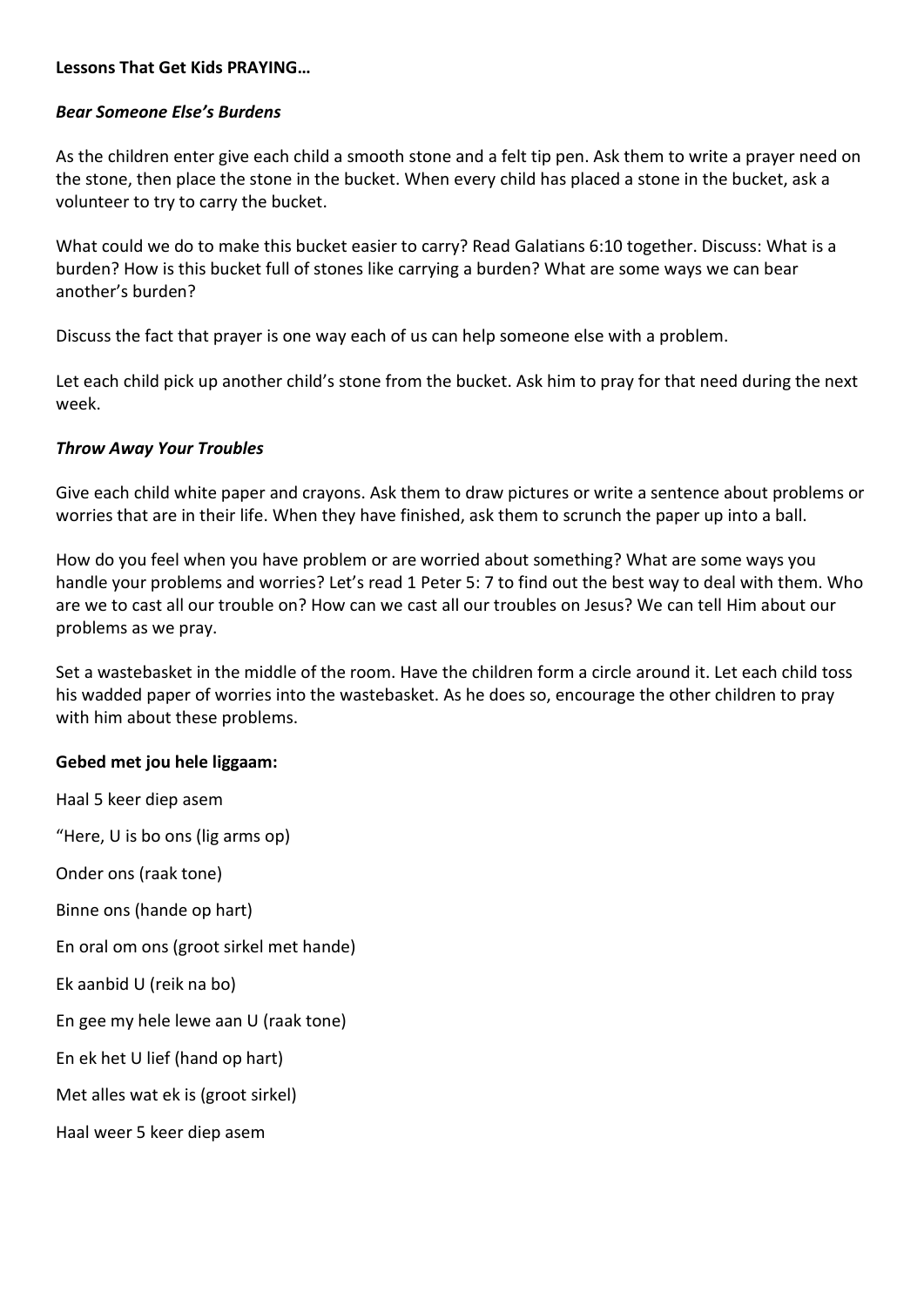**Lessons That Get Kids PRAYING…**

***Bear Someone Else's Burdens***

As the children enter give each child a smooth stone and a felt tip pen. Ask them to write a prayer need on the stone, then place the stone in the bucket. When every child has placed a stone in the bucket, ask a volunteer to try to carry the bucket.

What could we do to make this bucket easier to carry? Read Galatians 6:10 together. Discuss: What is a burden? How is this bucket full of stones like carrying a burden? What are some ways we can bear another's burden?

Discuss the fact that prayer is one way each of us can help someone else with a problem.

Let each child pick up another child's stone from the bucket. Ask him to pray for that need during the next week.

***Throw Away Your Troubles***

Give each child white paper and crayons. Ask them to draw pictures or write a sentence about problems or worries that are in their life. When they have finished, ask them to scrunch the paper up into a ball.

How do you feel when you have problem or are worried about something? What are some ways you handle your problems and worries? Let's read 1 Peter 5: 7 to find out the best way to deal with them. Who are we to cast all our trouble on? How can we cast all our troubles on Jesus? We can tell Him about our problems as we pray.

Set a wastebasket in the middle of the room. Have the children form a circle around it. Let each child toss his wadded paper of worries into the wastebasket. As he does so, encourage the other children to pray with him about these problems.

**Gebed met jou hele liggaam:**

Haal 5 keer diep asem

"Here, U is bo ons (lig arms op)

Onder ons (raak tone)

Binne ons (hande op hart)

En oral om ons (groot sirkel met hande)

Ek aanbid U (reik na bo)

En gee my hele lewe aan U (raak tone)

En ek het U lief (hand op hart)

Met alles wat ek is (groot sirkel)

Haal weer 5 keer diep asem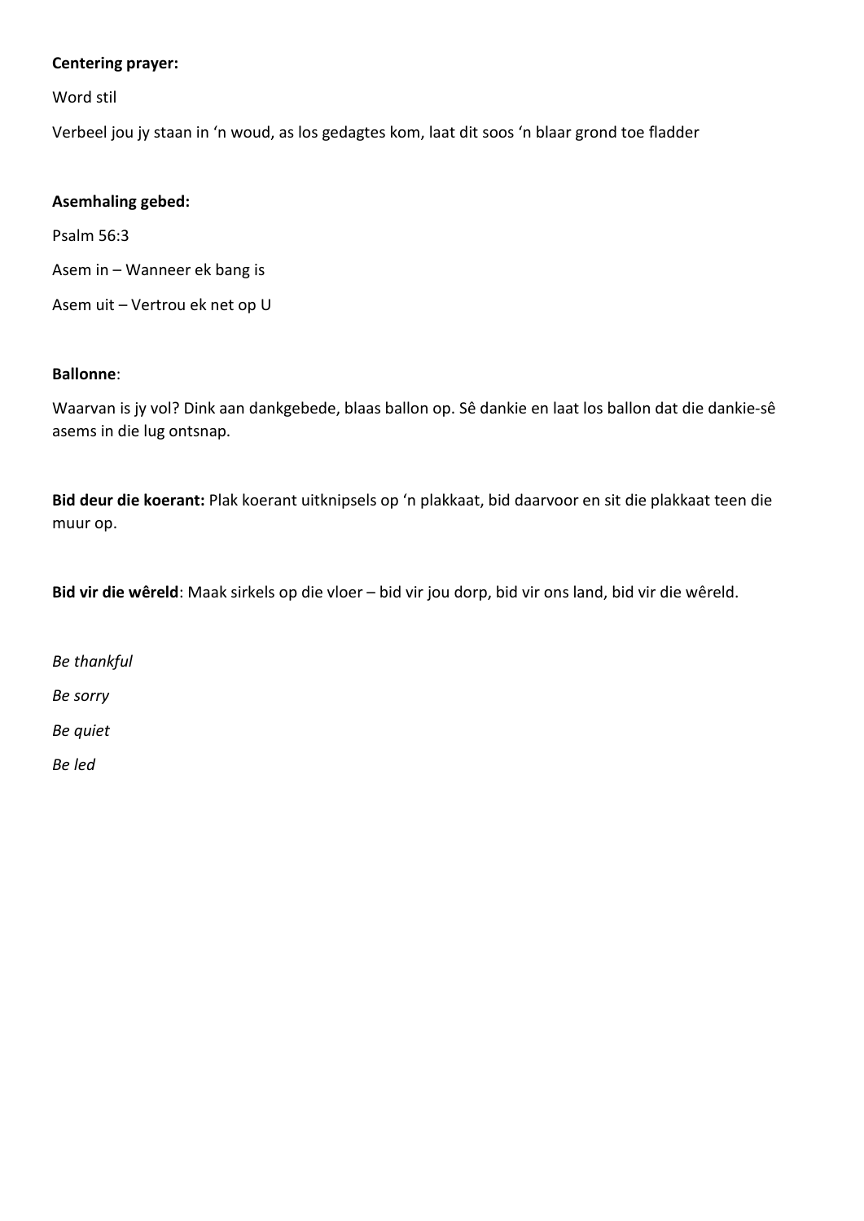**Centering prayer:**

Word stil

Verbeel jou jy staan in 'n woud, as los gedagtes kom, laat dit soos 'n blaar grond toe fladder

**Asemhaling gebed:**

Psalm 56:3

Asem in – Wanneer ek bang is

Asem uit – Vertrou ek net op U

**Ballonne**:

Waarvan is jy vol? Dink aan dankgebede, blaas ballon op. Sê dankie en laat los ballon dat die dankie-sê asems in die lug ontsnap.

**Bid deur die koerant:** Plak koerant uitknipsels op 'n plakkaat, bid daarvoor en sit die plakkaat teen die muur op.

**Bid vir die wêreld**: Maak sirkels op die vloer – bid vir jou dorp, bid vir ons land, bid vir die wêreld.

*Be thankful*

*Be sorry*

*Be quiet*

*Be led*